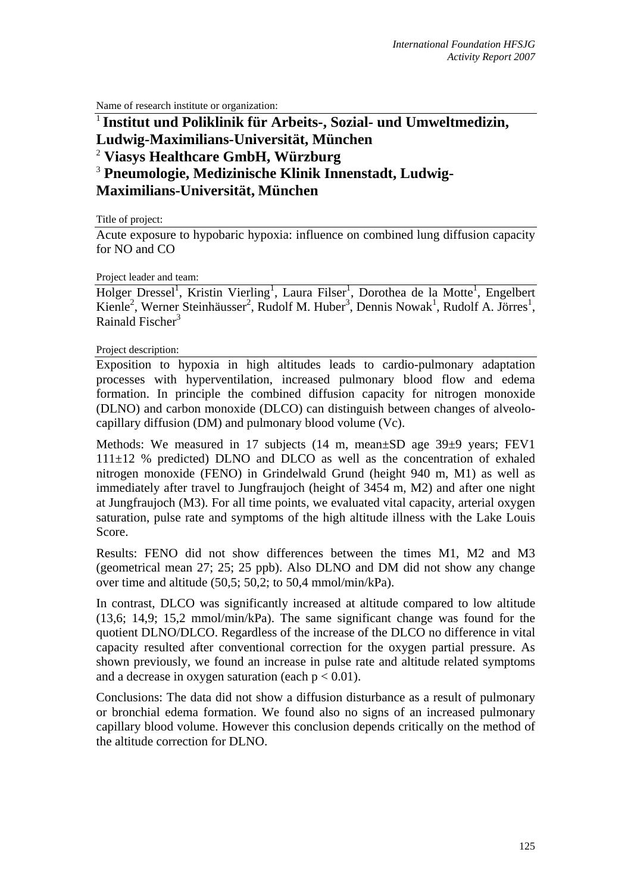Name of research institute or organization:

**[1] Institut und Poliklinik für Arbeits-, Sozial- und Umweltmedizin, Ludwig-Maximilians-Universität, München**
**[2] Viasys Healthcare GmbH, Würzburg**
**[3] Pneumologie, Medizinische Klinik Innenstadt, Ludwig-Maximilians-Universität, München**

Title of project:

Acute exposure to hypobaric hypoxia: influence on combined lung diffusion capacity for NO and CO

Project leader and team:

Holger Dressel[1], Kristin Vierling[1], Laura Filser[1], Dorothea de la Motte[1], Engelbert Kienle[2], Werner Steinhäusser[2], Rudolf M. Huber[3], Dennis Nowak[1], Rudolf A. Jörres[1], Rainald Fischer[3]

Project description:

Exposition to hypoxia in high altitudes leads to cardio-pulmonary adaptation processes with hyperventilation, increased pulmonary blood flow and edema formation. In principle the combined diffusion capacity for nitrogen monoxide (DLNO) and carbon monoxide (DLCO) can distinguish between changes of alveolo-capillary diffusion (DM) and pulmonary blood volume (Vc).

Methods: We measured in 17 subjects (14 m, mean±SD age 39±9 years; FEV1 111±12 % predicted) DLNO and DLCO as well as the concentration of exhaled nitrogen monoxide (FENO) in Grindelwald Grund (height 940 m, M1) as well as immediately after travel to Jungfraujoch (height of 3454 m, M2) and after one night at Jungfraujoch (M3). For all time points, we evaluated vital capacity, arterial oxygen saturation, pulse rate and symptoms of the high altitude illness with the Lake Louis Score.

Results: FENO did not show differences between the times M1, M2 and M3 (geometrical mean 27; 25; 25 ppb). Also DLNO and DM did not show any change over time and altitude (50,5; 50,2; to 50,4 mmol/min/kPa).

In contrast, DLCO was significantly increased at altitude compared to low altitude (13,6; 14,9; 15,2 mmol/min/kPa). The same significant change was found for the quotient DLNO/DLCO. Regardless of the increase of the DLCO no difference in vital capacity resulted after conventional correction for the oxygen partial pressure. As shown previously, we found an increase in pulse rate and altitude related symptoms and a decrease in oxygen saturation (each $p < 0.01$).

Conclusions: The data did not show a diffusion disturbance as a result of pulmonary or bronchial edema formation. We found also no signs of an increased pulmonary capillary blood volume. However this conclusion depends critically on the method of the altitude correction for DLNO.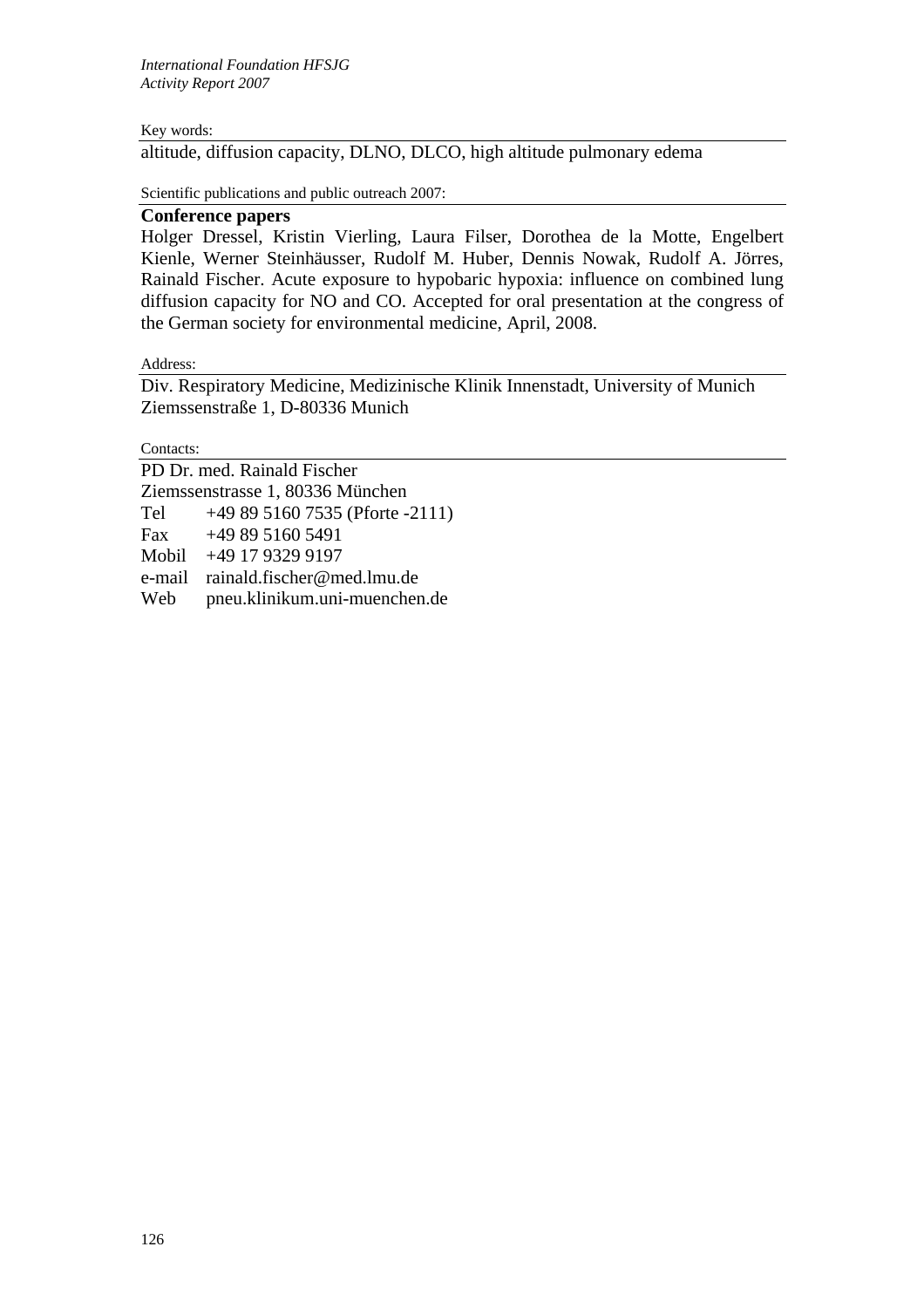Key words:

altitude, diffusion capacity, DLNO, DLCO, high altitude pulmonary edema

Scientific publications and public outreach 2007:

**Conference papers**

Holger Dressel, Kristin Vierling, Laura Filser, Dorothea de la Motte, Engelbert Kienle, Werner Steinhäusser, Rudolf M. Huber, Dennis Nowak, Rudolf A. Jörres, Rainald Fischer. Acute exposure to hypobaric hypoxia: influence on combined lung diffusion capacity for NO and CO. Accepted for oral presentation at the congress of the German society for environmental medicine, April, 2008.

Address:

Div. Respiratory Medicine, Medizinische Klinik Innenstadt, University of Munich
Ziemssenstraße 1, D-80336 Munich

Contacts:

PD Dr. med. Rainald Fischer
Ziemssenstrasse 1, 80336 München

| | |
|---|---|
| Tel | +49 89 5160 7535 (Pforte -2111) |
| Fax | +49 89 5160 5491 |
| Mobil | +49 17 9329 9197 |
| e-mail | rainald.fischer@med.lmu.de |
| Web | pneu.klinikum.uni-muenchen.de |